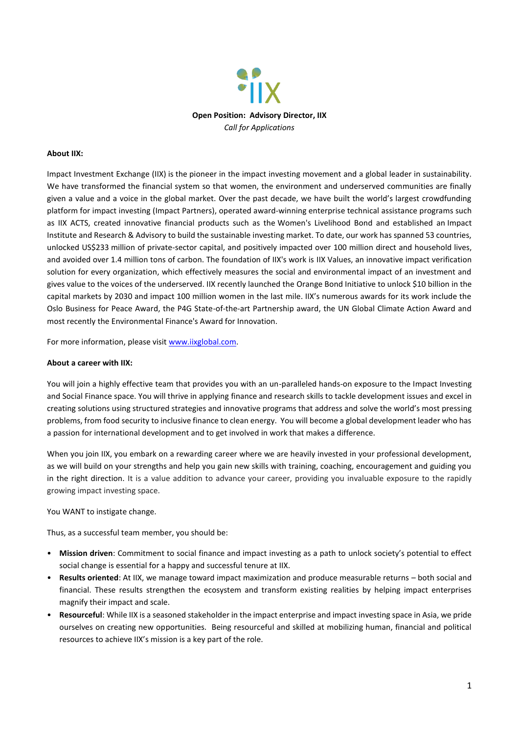**Open Position: Advisory Director, IIX**

*Call for Applications*

**About IIX:**

Impact Investment Exchange (IIX) is the pioneer in the impact investing movement and a global leader in sustainability. We have transformed the financial system so that women, the environment and underserved communities are finally given a value and a voice in the global market. Over the past decade, we have built the world's largest crowdfunding platform for impact investing (Impact Partners), operated award-winning enterprise technical assistance programs such as IIX ACTS, created innovative financial products such as the Women's Livelihood Bond and established an Impact Institute and Research & Advisory to build the sustainable investing market. To date, our work has spanned 53 countries, unlocked US$233 million of private-sector capital, and positively impacted over 100 million direct and household lives, and avoided over 1.4 million tons of carbon. The foundation of IIX's work is IIX Values, an innovative impact verification solution for every organization, which effectively measures the social and environmental impact of an investment and gives value to the voices of the underserved. IIX recently launched the Orange Bond Initiative to unlock $10 billion in the capital markets by 2030 and impact 100 million women in the last mile. IIX's numerous awards for its work include the Oslo Business for Peace Award, the P4G State-of-the-art Partnership award, the UN Global Climate Action Award and most recently the Environmental Finance's Award for Innovation.

For more information, please visit [www.iixglobal.com](http://www.iixglobal.com).

**About a career with IIX:**

You will join a highly effective team that provides you with an un-paralleled hands-on exposure to the Impact Investing and Social Finance space. You will thrive in applying finance and research skills to tackle development issues and excel in creating solutions using structured strategies and innovative programs that address and solve the world's most pressing problems, from food security to inclusive finance to clean energy. You will become a global development leader who has a passion for international development and to get involved in work that makes a difference.

When you join IIX, you embark on a rewarding career where we are heavily invested in your professional development, as we will build on your strengths and help you gain new skills with training, coaching, encouragement and guiding you in the right direction. It is a value addition to advance your career, providing you invaluable exposure to the rapidly growing impact investing space.

You WANT to instigate change.

Thus, as a successful team member, you should be:

- **Mission driven**: Commitment to social finance and impact investing as a path to unlock society's potential to effect social change is essential for a happy and successful tenure at IIX.
- **Results oriented**: At IIX, we manage toward impact maximization and produce measurable returns – both social and financial. These results strengthen the ecosystem and transform existing realities by helping impact enterprises magnify their impact and scale.
- **Resourceful**: While IIX is a seasoned stakeholder in the impact enterprise and impact investing space in Asia, we pride ourselves on creating new opportunities. Being resourceful and skilled at mobilizing human, financial and political resources to achieve IIX's mission is a key part of the role.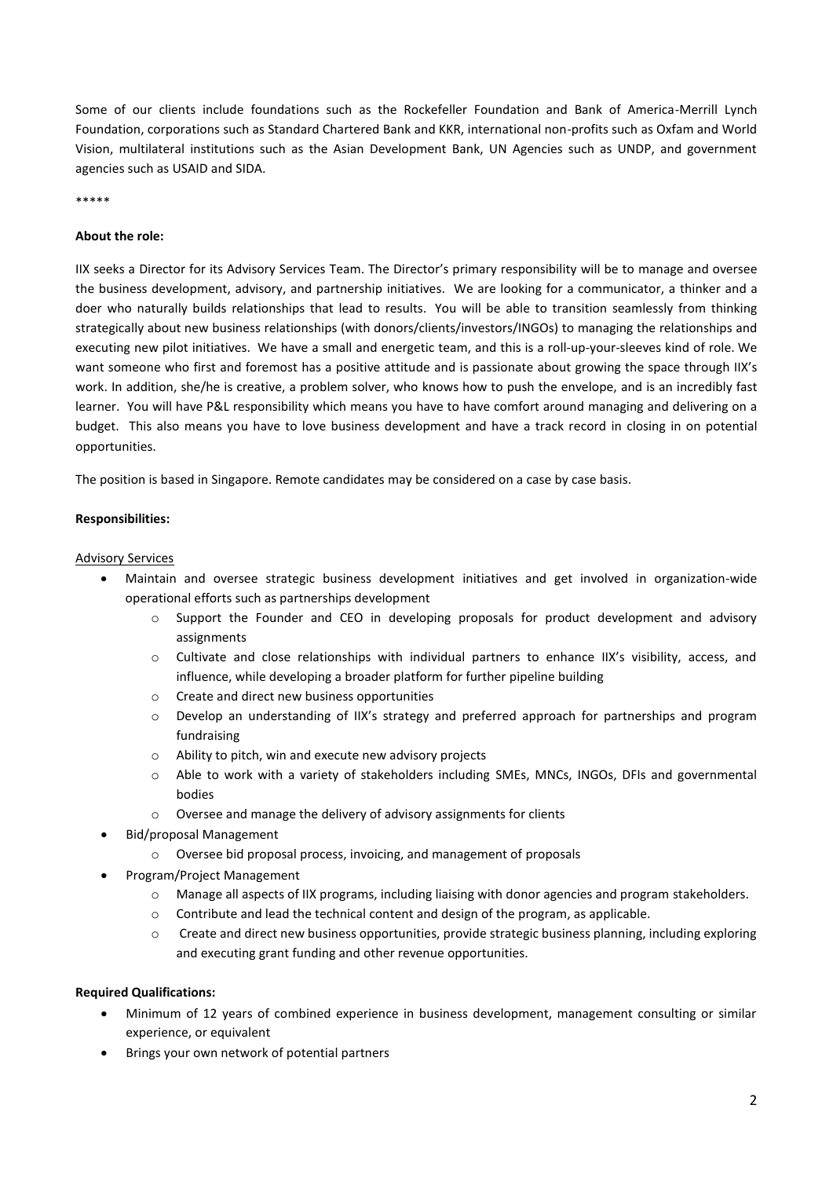Some of our clients include foundations such as the Rockefeller Foundation and Bank of America-Merrill Lynch Foundation, corporations such as Standard Chartered Bank and KKR, international non-profits such as Oxfam and World Vision, multilateral institutions such as the Asian Development Bank, UN Agencies such as UNDP, and government agencies such as USAID and SIDA.

*****

**About the role:**

IIX seeks a Director for its Advisory Services Team. The Director's primary responsibility will be to manage and oversee the business development, advisory, and partnership initiatives. We are looking for a communicator, a thinker and a doer who naturally builds relationships that lead to results. You will be able to transition seamlessly from thinking strategically about new business relationships (with donors/clients/investors/INGOs) to managing the relationships and executing new pilot initiatives. We have a small and energetic team, and this is a roll-up-your-sleeves kind of role. We want someone who first and foremost has a positive attitude and is passionate about growing the space through IIX's work. In addition, she/he is creative, a problem solver, who knows how to push the envelope, and is an incredibly fast learner. You will have P&L responsibility which means you have to have comfort around managing and delivering on a budget. This also means you have to love business development and have a track record in closing in on potential opportunities.

The position is based in Singapore. Remote candidates may be considered on a case by case basis.

**Responsibilities:**

<u>Advisory Services</u>

- Maintain and oversee strategic business development initiatives and get involved in organization-wide operational efforts such as partnerships development
  - Support the Founder and CEO in developing proposals for product development and advisory assignments
  - Cultivate and close relationships with individual partners to enhance IIX's visibility, access, and influence, while developing a broader platform for further pipeline building
  - Create and direct new business opportunities
  - Develop an understanding of IIX's strategy and preferred approach for partnerships and program fundraising
  - Ability to pitch, win and execute new advisory projects
  - Able to work with a variety of stakeholders including SMEs, MNCs, INGOs, DFIs and governmental bodies
  - Oversee and manage the delivery of advisory assignments for clients
- Bid/proposal Management
  - Oversee bid proposal process, invoicing, and management of proposals
- Program/Project Management
  - Manage all aspects of IIX programs, including liaising with donor agencies and program stakeholders.
  - Contribute and lead the technical content and design of the program, as applicable.
  - Create and direct new business opportunities, provide strategic business planning, including exploring and executing grant funding and other revenue opportunities.

**Required Qualifications:**

- Minimum of 12 years of combined experience in business development, management consulting or similar experience, or equivalent
- Brings your own network of potential partners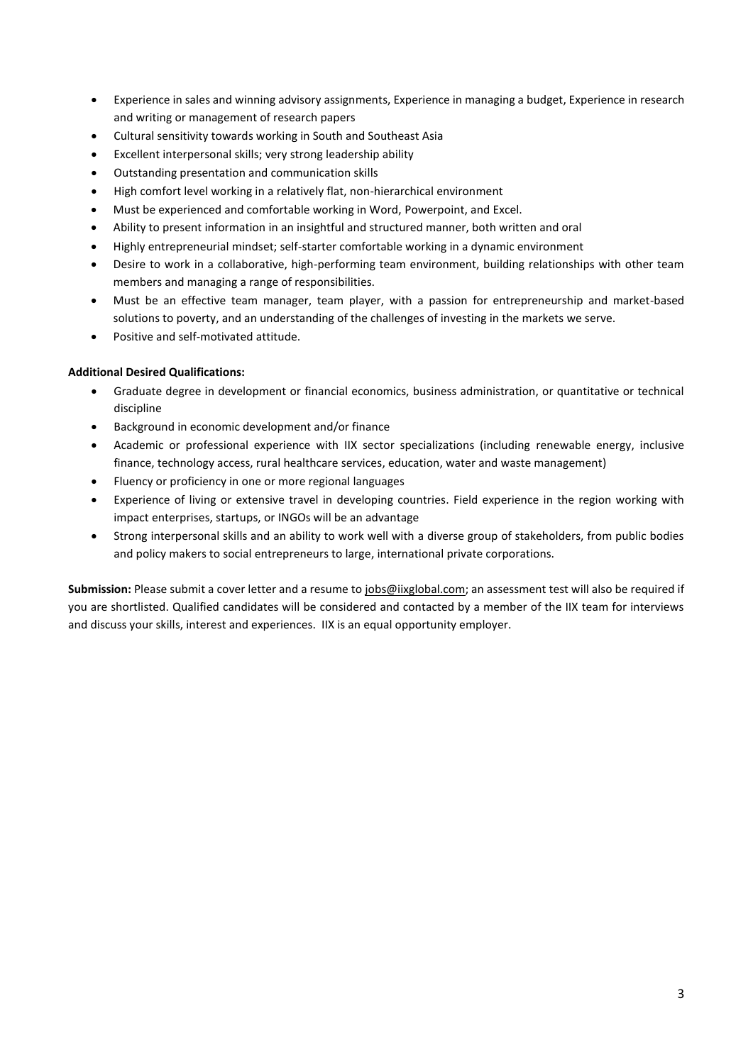- Experience in sales and winning advisory assignments, Experience in managing a budget, Experience in research and writing or management of research papers
- Cultural sensitivity towards working in South and Southeast Asia
- Excellent interpersonal skills; very strong leadership ability
- Outstanding presentation and communication skills
- High comfort level working in a relatively flat, non-hierarchical environment
- Must be experienced and comfortable working in Word, Powerpoint, and Excel.
- Ability to present information in an insightful and structured manner, both written and oral
- Highly entrepreneurial mindset; self-starter comfortable working in a dynamic environment
- Desire to work in a collaborative, high-performing team environment, building relationships with other team members and managing a range of responsibilities.
- Must be an effective team manager, team player, with a passion for entrepreneurship and market-based solutions to poverty, and an understanding of the challenges of investing in the markets we serve.
- Positive and self-motivated attitude.

**Additional Desired Qualifications:**

- Graduate degree in development or financial economics, business administration, or quantitative or technical discipline
- Background in economic development and/or finance
- Academic or professional experience with IIX sector specializations (including renewable energy, inclusive finance, technology access, rural healthcare services, education, water and waste management)
- Fluency or proficiency in one or more regional languages
- Experience of living or extensive travel in developing countries. Field experience in the region working with impact enterprises, startups, or INGOs will be an advantage
- Strong interpersonal skills and an ability to work well with a diverse group of stakeholders, from public bodies and policy makers to social entrepreneurs to large, international private corporations.

**Submission:** Please submit a cover letter and a resume to jobs@iixglobal.com; an assessment test will also be required if you are shortlisted. Qualified candidates will be considered and contacted by a member of the IIX team for interviews and discuss your skills, interest and experiences. IIX is an equal opportunity employer.